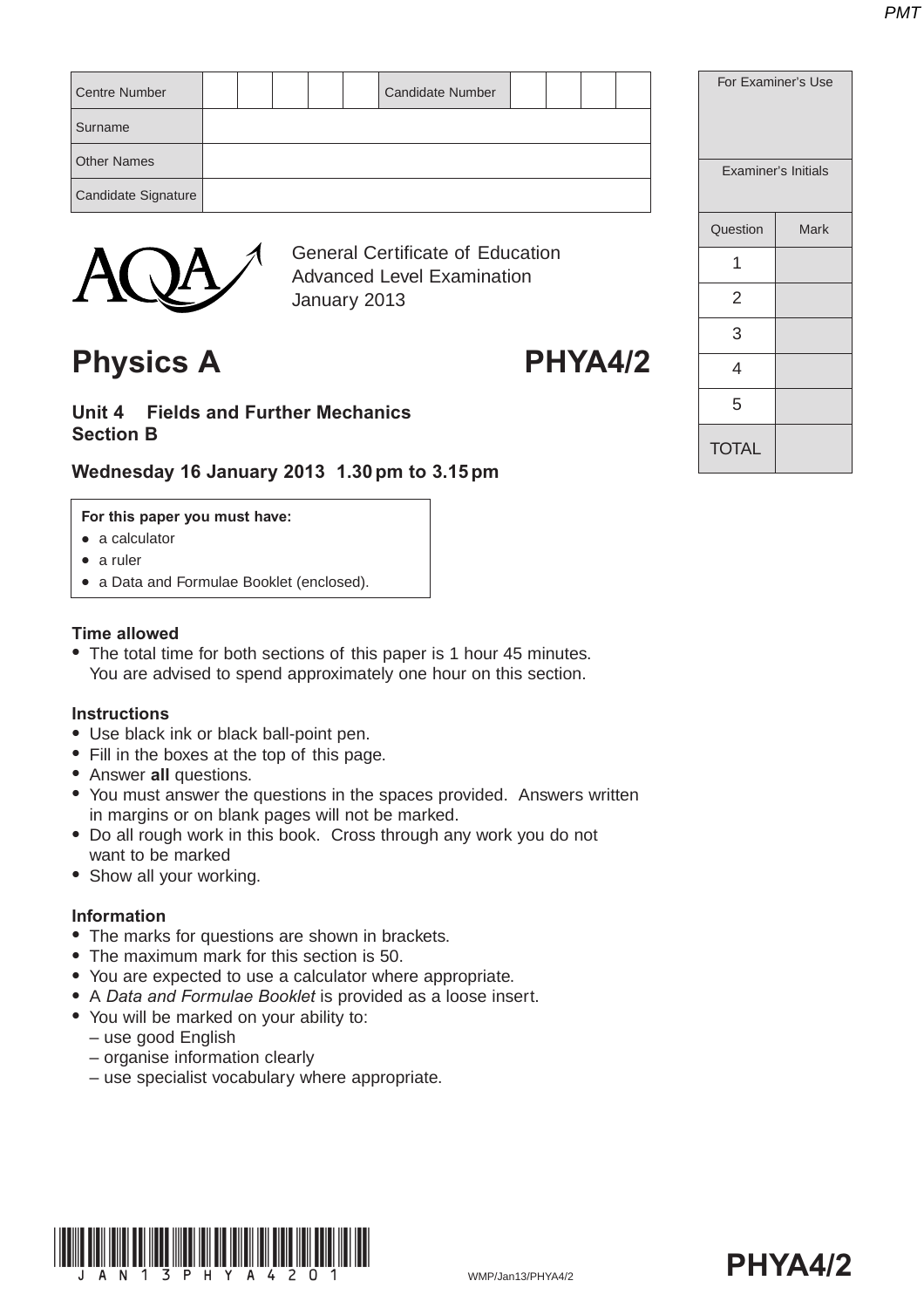| Centre Number | | | | | | Candidate Number | | | | |
|---|---|---|---|---|---|---|---|---|---|---|
| Surname | | | | | | | | | | |
| Other Names | | | | | | | | | | |
| Candidate Signature | | | | | | | | | | |

| For Examiner's Use | |
|---|---|
| Examiner's Initials | |
| Question | Mark |
| 1 | |
| 2 | |
| 3 | |
| 4 | |
| 5 | |
| TOTAL | |

General Certificate of Education
Advanced Level Examination
January 2013

# Physics A PHYA4/2

## Unit 4 Fields and Further Mechanics
## Section B

**Wednesday 16 January 2013 1.30 pm to 3.15 pm**

**For this paper you must have:**
- a calculator
- a ruler
- a Data and Formulae Booklet (enclosed).

**Time allowed**
- The total time for both sections of this paper is 1 hour 45 minutes. You are advised to spend approximately one hour on this section.

**Instructions**
- Use black ink or black ball-point pen.
- Fill in the boxes at the top of this page.
- Answer **all** questions.
- You must answer the questions in the spaces provided. Answers written in margins or on blank pages will not be marked.
- Do all rough work in this book. Cross through any work you do not want to be marked
- Show all your working.

**Information**
- The marks for questions are shown in brackets.
- The maximum mark for this section is 50.
- You are expected to use a calculator where appropriate.
- A *Data and Formulae Booklet* is provided as a loose insert.
- You will be marked on your ability to:
  – use good English
  – organise information clearly
  – use specialist vocabulary where appropriate.

WMP/Jan13/PHYA4/2

**PHYA4/2**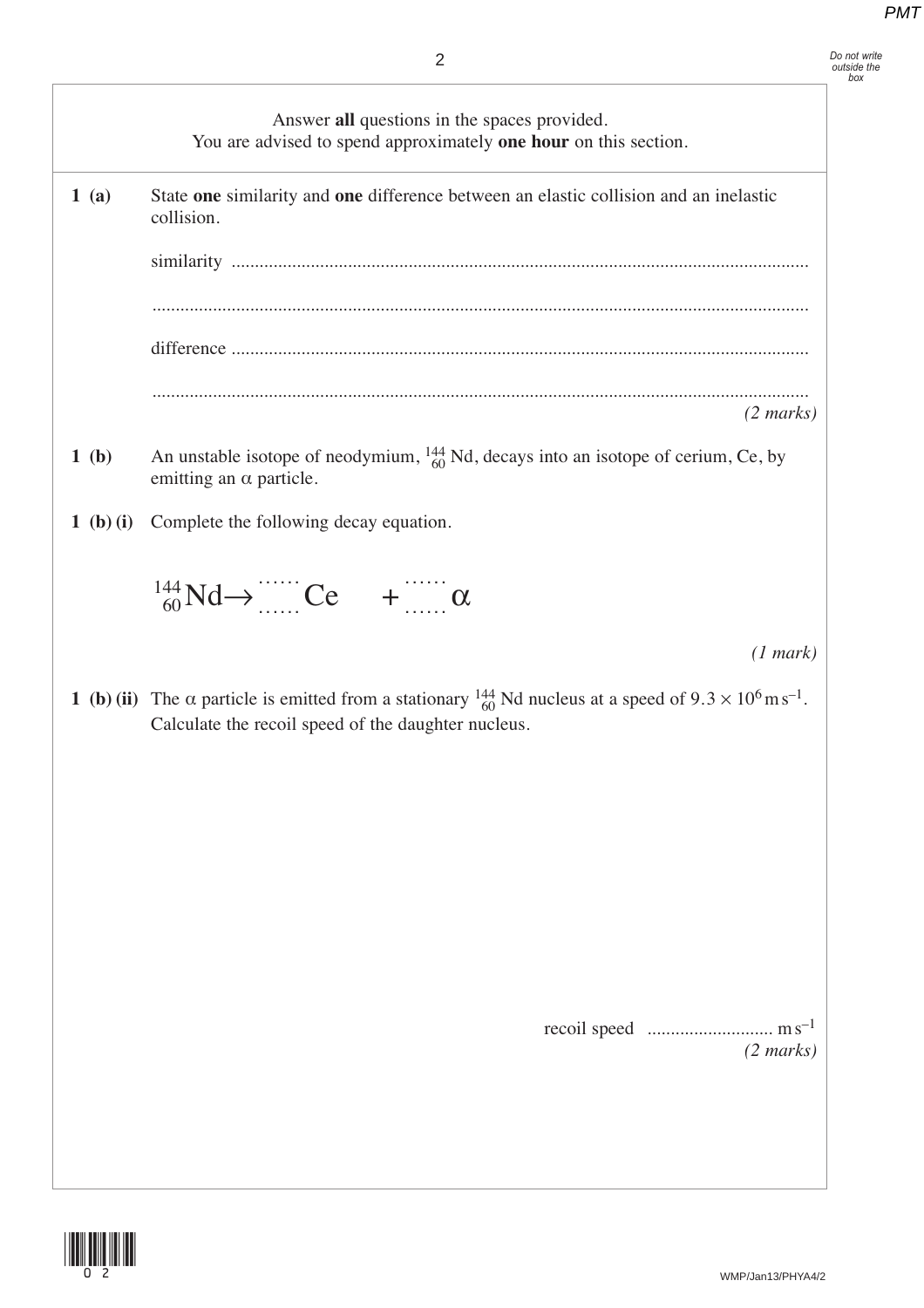Answer **all** questions in the spaces provided.
You are advised to spend approximately **one hour** on this section.

**1 (a)** State **one** similarity and **one** difference between an elastic collision and an inelastic collision.

similarity ..........................................................................................................................

..........................................................................................................................

difference ..........................................................................................................................

..........................................................................................................................

*(2 marks)*

**1 (b)** An unstable isotope of neodymium, $^{144}_{60}\text{Nd}$, decays into an isotope of cerium, Ce, by emitting an α particle.

**1 (b) (i)** Complete the following decay equation.

$$^{144}_{60}\text{Nd} \rightarrow \,^{\cdots\cdots}_{\cdots\cdots}\text{Ce} \quad + \,^{\cdots\cdots}_{\cdots\cdots}\alpha$$

*(1 mark)*

**1 (b) (ii)** The α particle is emitted from a stationary $^{144}_{60}\text{Nd}$ nucleus at a speed of $9.3 \times 10^6\,\text{m s}^{-1}$. Calculate the recoil speed of the daughter nucleus.

recoil speed ........................... $\text{m s}^{-1}$

*(2 marks)*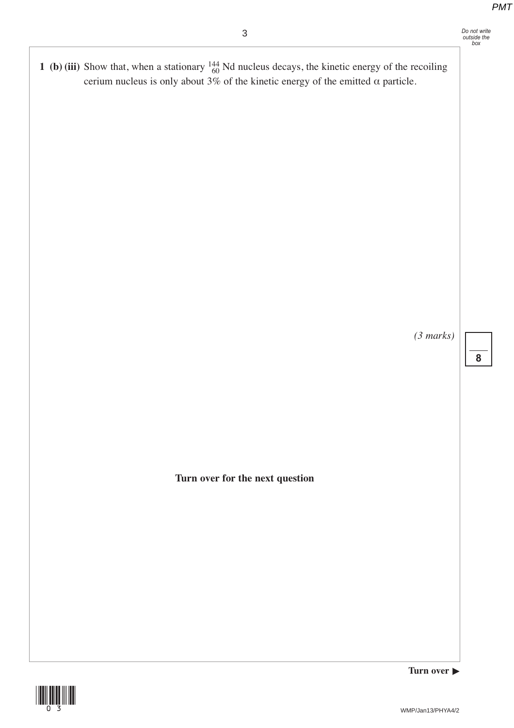**1 (b) (iii)** Show that, when a stationary $^{144}_{60}\text{Nd}$ nucleus decays, the kinetic energy of the recoiling cerium nucleus is only about 3% of the kinetic energy of the emitted $\alpha$ particle.

*(3 marks)*

**8**

**Turn over for the next question**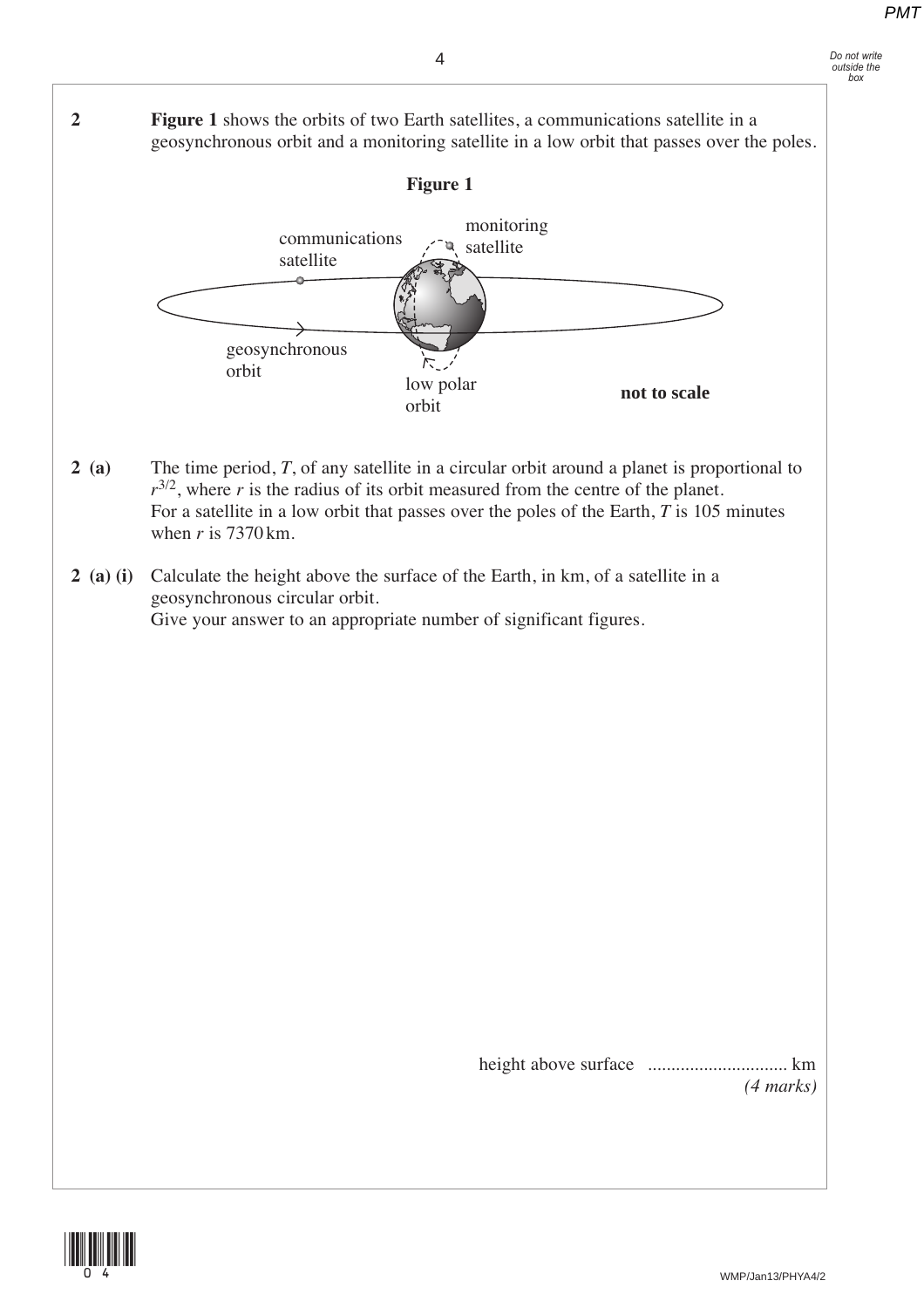**2** **Figure 1** shows the orbits of two Earth satellites, a communications satellite in a geosynchronous orbit and a monitoring satellite in a low orbit that passes over the poles.

**Figure 1**

communications satellite

monitoring satellite

geosynchronous orbit

low polar orbit

**not to scale**

**2 (a)** The time period, $T$, of any satellite in a circular orbit around a planet is proportional to $r^{3/2}$, where $r$ is the radius of its orbit measured from the centre of the planet.
For a satellite in a low orbit that passes over the poles of the Earth, $T$ is 105 minutes when $r$ is 7370 km.

**2 (a) (i)** Calculate the height above the surface of the Earth, in km, of a satellite in a geosynchronous circular orbit.
Give your answer to an appropriate number of significant figures.

height above surface ............................. km

*(4 marks)*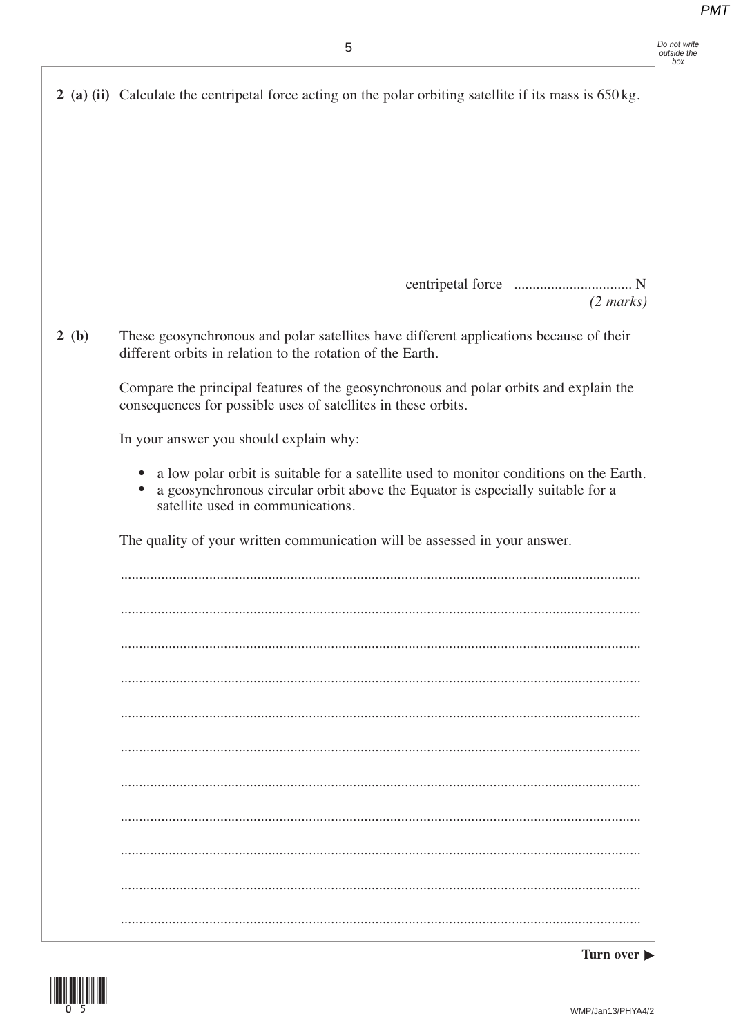**2 (a) (ii)** Calculate the centripetal force acting on the polar orbiting satellite if its mass is 650 kg.

centripetal force ............................... N
*(2 marks)*

**2 (b)** These geosynchronous and polar satellites have different applications because of their different orbits in relation to the rotation of the Earth.

Compare the principal features of the geosynchronous and polar orbits and explain the consequences for possible uses of satellites in these orbits.

In your answer you should explain why:

- a low polar orbit is suitable for a satellite used to monitor conditions on the Earth.
- a geosynchronous circular orbit above the Equator is especially suitable for a satellite used in communications.

The quality of your written communication will be assessed in your answer.

...........................................................................................................................................

...........................................................................................................................................

...........................................................................................................................................

...........................................................................................................................................

...........................................................................................................................................

...........................................................................................................................................

...........................................................................................................................................

...........................................................................................................................................

...........................................................................................................................................

...........................................................................................................................................

...........................................................................................................................................

**Turn over ▶**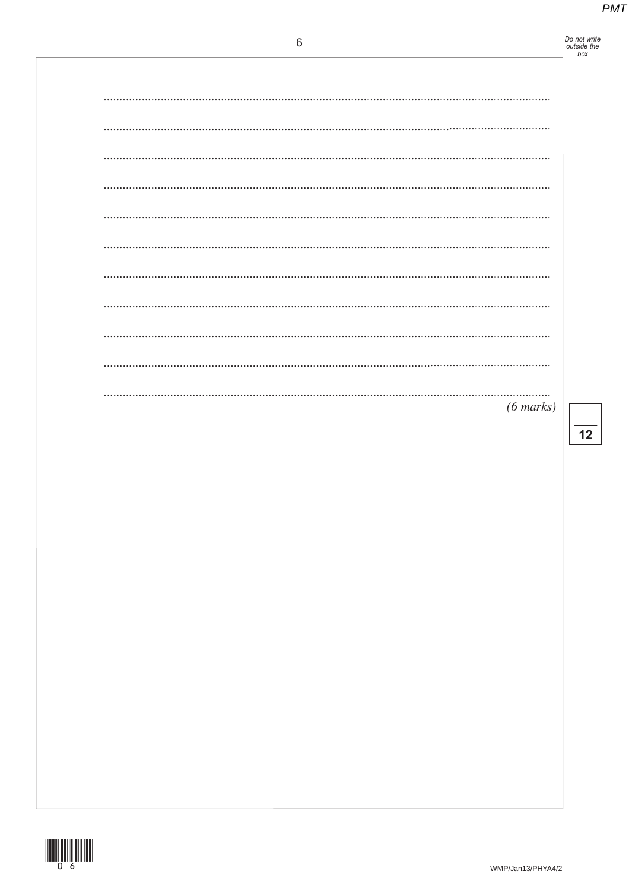*(6 marks)*

12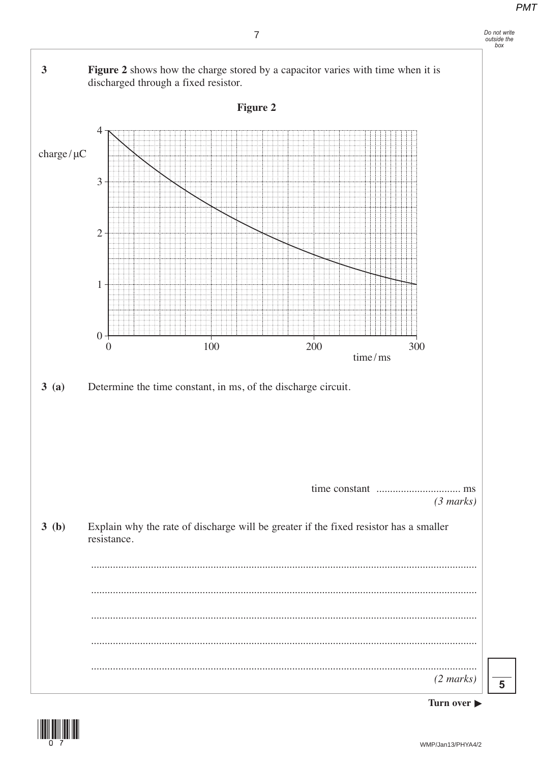**3** **Figure 2** shows how the charge stored by a capacitor varies with time when it is discharged through a fixed resistor.

**Figure 2**

**3 (a)** Determine the time constant, in ms, of the discharge circuit.

time constant .............................. ms

*(3 marks)*

**3 (b)** Explain why the rate of discharge will be greater if the fixed resistor has a smaller resistance.

.............................................................................................................................................

.............................................................................................................................................

.............................................................................................................................................

.............................................................................................................................................

.............................................................................................................................................

*(2 marks)*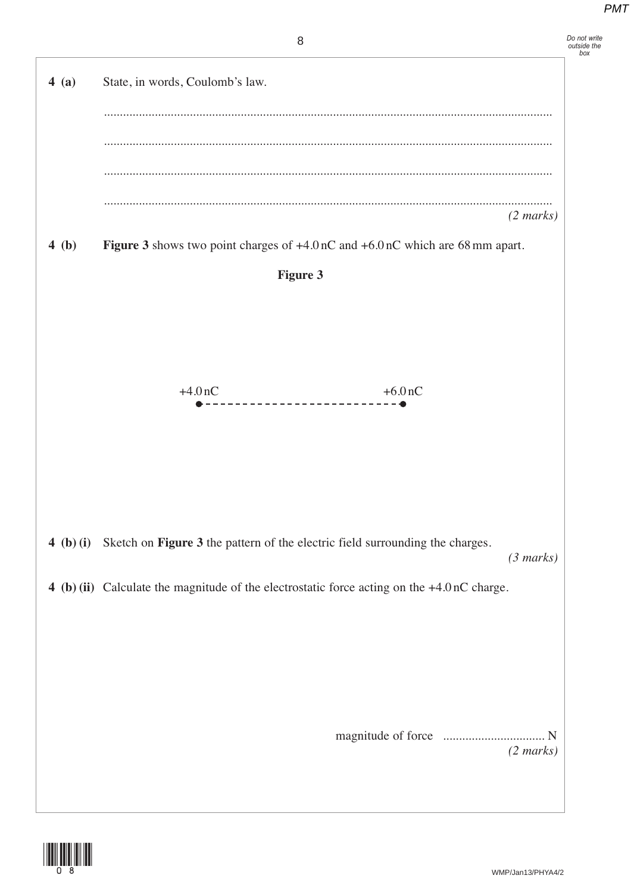**4 (a)** State, in words, Coulomb's law.

............................................................................................................................................

............................................................................................................................................

............................................................................................................................................

............................................................................................................................................

*(2 marks)*

**4 (b)** **Figure 3** shows two point charges of +4.0 nC and +6.0 nC which are 68 mm apart.

**Figure 3**

+4.0 nC ● - - - - - - - - - - - - - - - - - - - - - - - - - - ● +6.0 nC

**4 (b) (i)** Sketch on **Figure 3** the pattern of the electric field surrounding the charges.

*(3 marks)*

**4 (b) (ii)** Calculate the magnitude of the electrostatic force acting on the +4.0 nC charge.

magnitude of force ................................ N

*(2 marks)*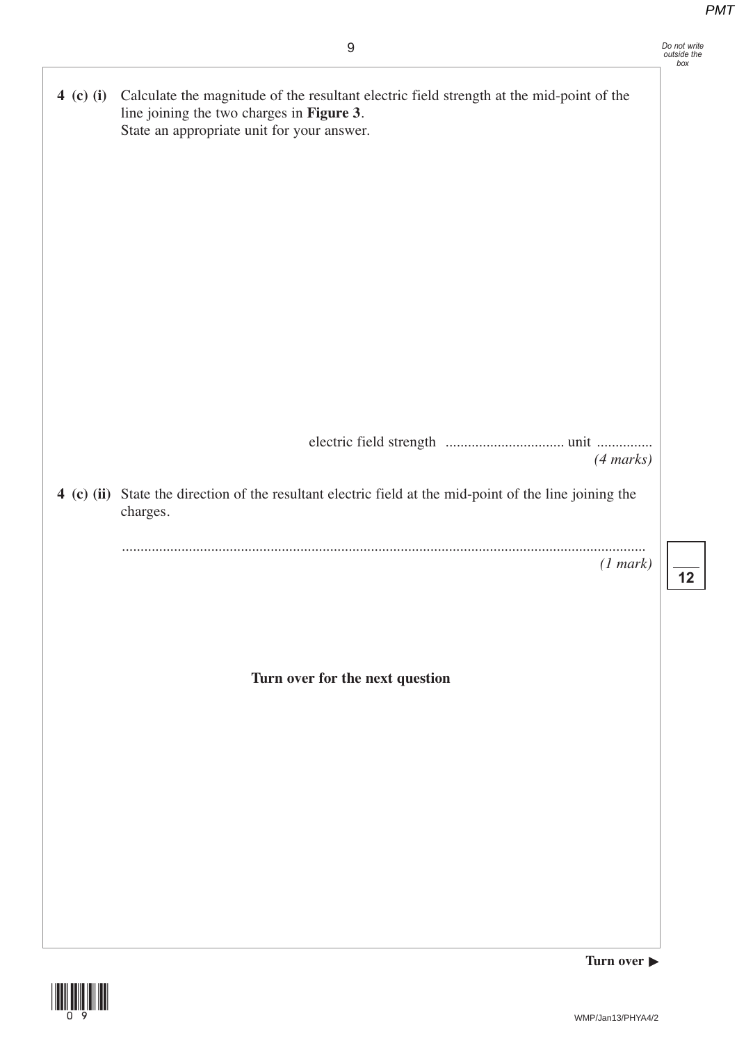**4 (c) (i)** Calculate the magnitude of the resultant electric field strength at the mid-point of the line joining the two charges in **Figure 3**.
State an appropriate unit for your answer.

electric field strength ................................ unit ...............

*(4 marks)*

**4 (c) (ii)** State the direction of the resultant electric field at the mid-point of the line joining the charges.

.............................................................................................................................................

*(1 mark)*

**Turn over for the next question**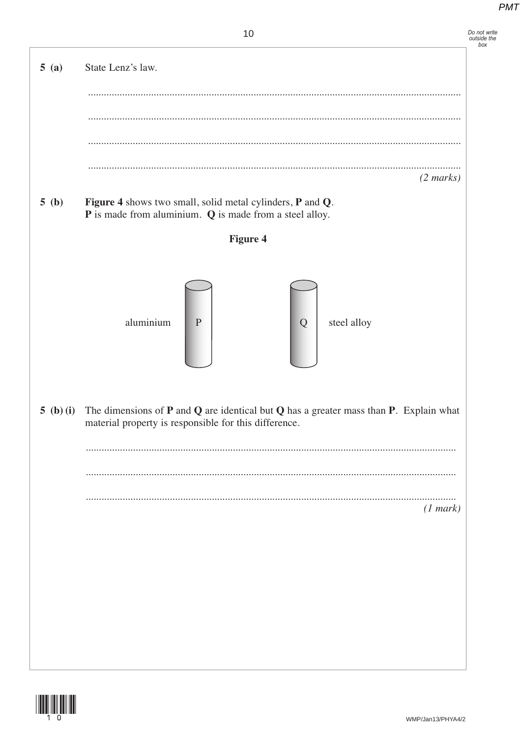**5 (a)** State Lenz's law.

............................................................................................................................................

............................................................................................................................................

............................................................................................................................................

............................................................................................................................................

*(2 marks)*

**5 (b)** **Figure 4** shows two small, solid metal cylinders, **P** and **Q**.
**P** is made from aluminium. **Q** is made from a steel alloy.

**Figure 4**

aluminium P          Q steel alloy

**5 (b) (i)** The dimensions of **P** and **Q** are identical but **Q** has a greater mass than **P**. Explain what material property is responsible for this difference.

............................................................................................................................................

............................................................................................................................................

............................................................................................................................................

*(1 mark)*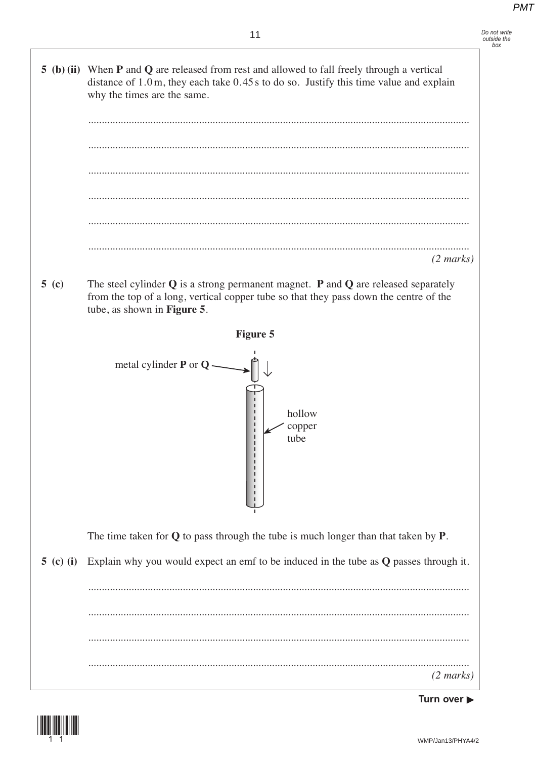**5 (b) (ii)** When **P** and **Q** are released from rest and allowed to fall freely through a vertical distance of 1.0 m, they each take 0.45 s to do so. Justify this time value and explain why the times are the same.

...........................................................................................................................................

...........................................................................................................................................

...........................................................................................................................................

...........................................................................................................................................

...........................................................................................................................................

...........................................................................................................................................

*(2 marks)*

**5 (c)** The steel cylinder **Q** is a strong permanent magnet. **P** and **Q** are released separately from the top of a long, vertical copper tube so that they pass down the centre of the tube, as shown in **Figure 5**.

**Figure 5**

metal cylinder **P** or **Q**

hollow copper tube

The time taken for **Q** to pass through the tube is much longer than that taken by **P**.

**5 (c) (i)** Explain why you would expect an emf to be induced in the tube as **Q** passes through it.

...........................................................................................................................................

...........................................................................................................................................

...........................................................................................................................................

...........................................................................................................................................

*(2 marks)*

**Turn over ▶**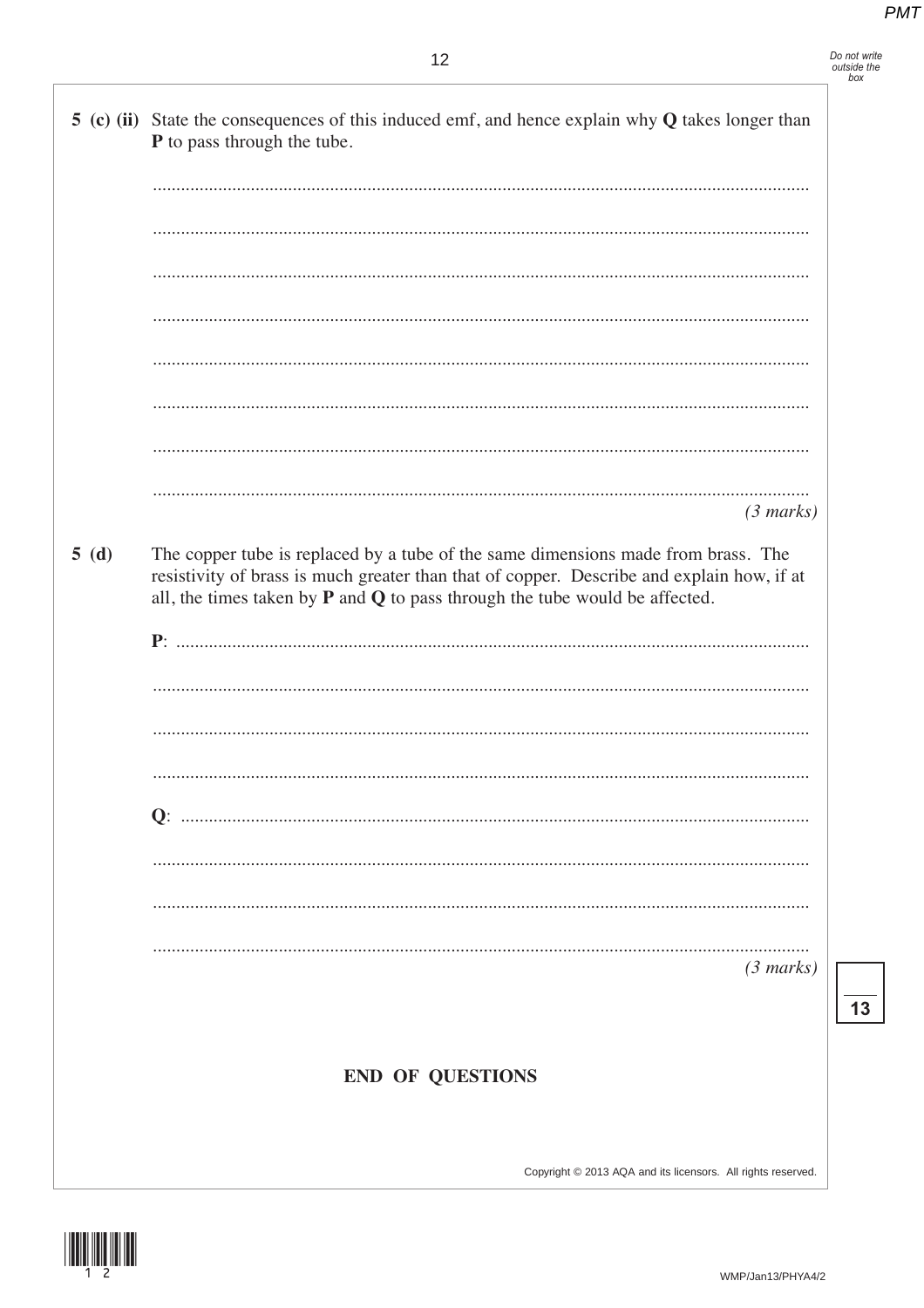**5 (c) (ii)** State the consequences of this induced emf, and hence explain why **Q** takes longer than **P** to pass through the tube.

...........................................................................................................................................

...........................................................................................................................................

...........................................................................................................................................

...........................................................................................................................................

...........................................................................................................................................

...........................................................................................................................................

...........................................................................................................................................

...........................................................................................................................................

*(3 marks)*

**5 (d)** The copper tube is replaced by a tube of the same dimensions made from brass. The resistivity of brass is much greater than that of copper. Describe and explain how, if at all, the times taken by **P** and **Q** to pass through the tube would be affected.

**P**: .....................................................................................................................................

...........................................................................................................................................

...........................................................................................................................................

...........................................................................................................................................

**Q**: .....................................................................................................................................

...........................................................................................................................................

...........................................................................................................................................

...........................................................................................................................................

*(3 marks)*

13

**END OF QUESTIONS**

Copyright © 2013 AQA and its licensors. All rights reserved.